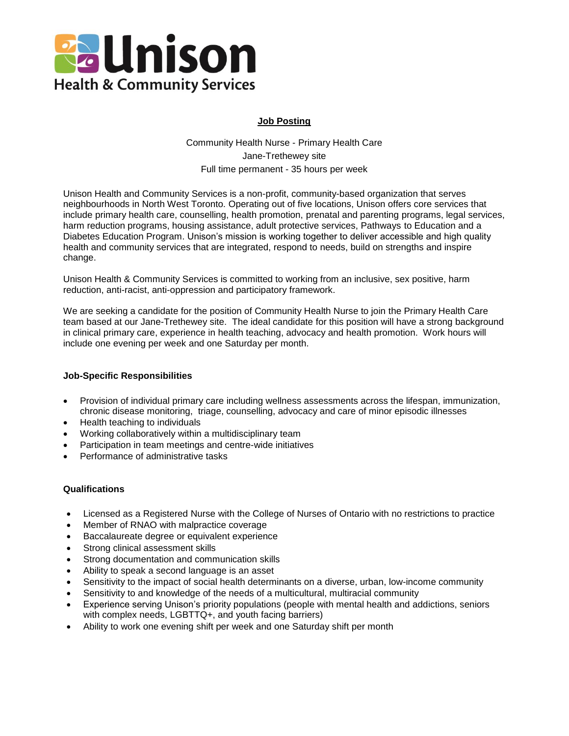# Unison
## Health & Community Services

**Job Posting**

Community Health Nurse - Primary Health Care
Jane-Trethewey site
Full time permanent - 35 hours per week

Unison Health and Community Services is a non-profit, community-based organization that serves neighbourhoods in North West Toronto. Operating out of five locations, Unison offers core services that include primary health care, counselling, health promotion, prenatal and parenting programs, legal services, harm reduction programs, housing assistance, adult protective services, Pathways to Education and a Diabetes Education Program. Unison's mission is working together to deliver accessible and high quality health and community services that are integrated, respond to needs, build on strengths and inspire change.

Unison Health & Community Services is committed to working from an inclusive, sex positive, harm reduction, anti-racist, anti-oppression and participatory framework.

We are seeking a candidate for the position of Community Health Nurse to join the Primary Health Care team based at our Jane-Trethewey site. The ideal candidate for this position will have a strong background in clinical primary care, experience in health teaching, advocacy and health promotion. Work hours will include one evening per week and one Saturday per month.

### Job-Specific Responsibilities

- Provision of individual primary care including wellness assessments across the lifespan, immunization, chronic disease monitoring, triage, counselling, advocacy and care of minor episodic illnesses
- Health teaching to individuals
- Working collaboratively within a multidisciplinary team
- Participation in team meetings and centre-wide initiatives
- Performance of administrative tasks

### Qualifications

- Licensed as a Registered Nurse with the College of Nurses of Ontario with no restrictions to practice
- Member of RNAO with malpractice coverage
- Baccalaureate degree or equivalent experience
- Strong clinical assessment skills
- Strong documentation and communication skills
- Ability to speak a second language is an asset
- Sensitivity to the impact of social health determinants on a diverse, urban, low-income community
- Sensitivity to and knowledge of the needs of a multicultural, multiracial community
- Experience serving Unison's priority populations (people with mental health and addictions, seniors with complex needs, LGBTTQ+, and youth facing barriers)
- Ability to work one evening shift per week and one Saturday shift per month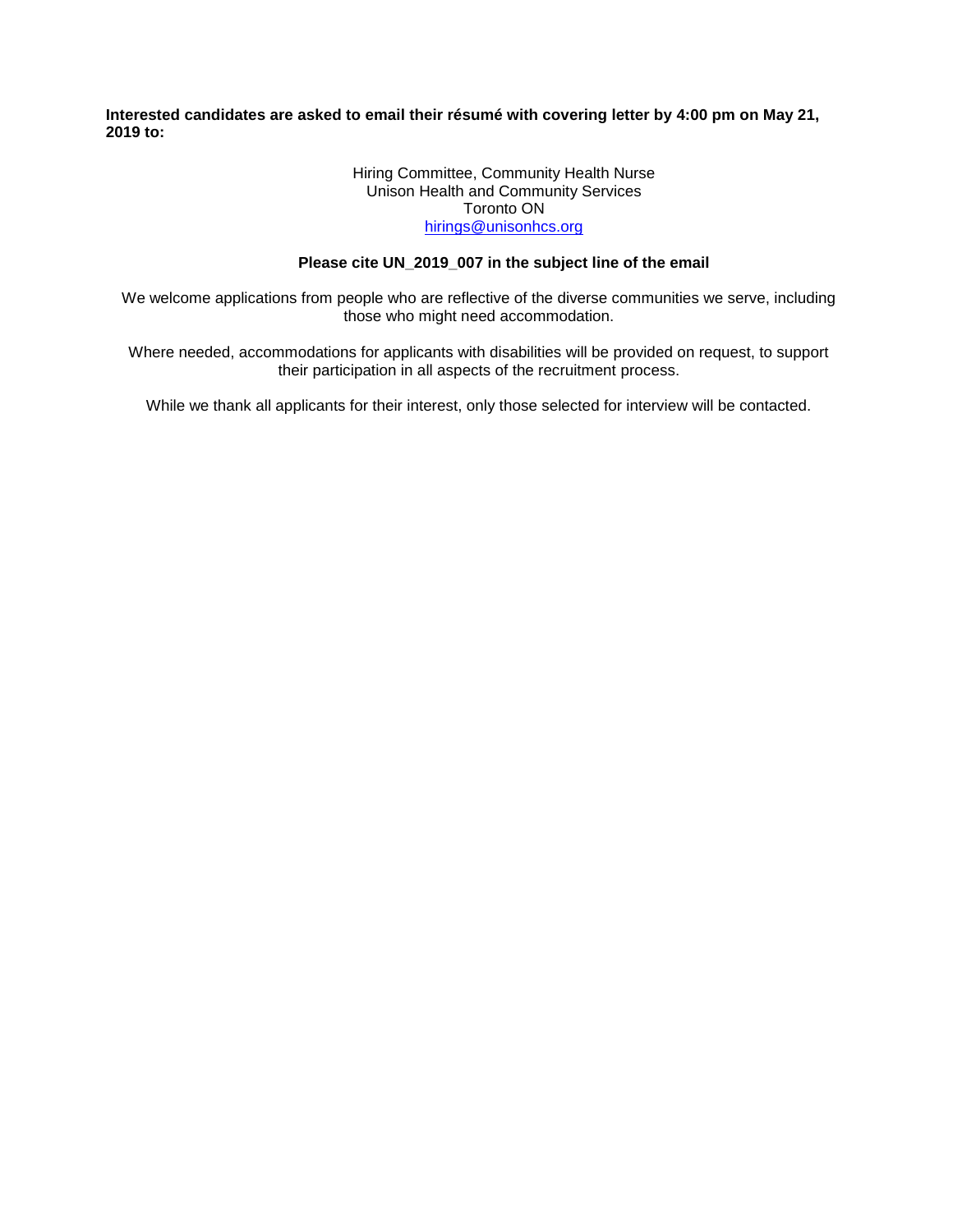**Interested candidates are asked to email their résumé with covering letter by 4:00 pm on May 21, 2019 to:**

Hiring Committee, Community Health Nurse
Unison Health and Community Services
Toronto ON
hirings@unisonhcs.org

**Please cite UN_2019_007 in the subject line of the email**

We welcome applications from people who are reflective of the diverse communities we serve, including those who might need accommodation.

Where needed, accommodations for applicants with disabilities will be provided on request, to support their participation in all aspects of the recruitment process.

While we thank all applicants for their interest, only those selected for interview will be contacted.